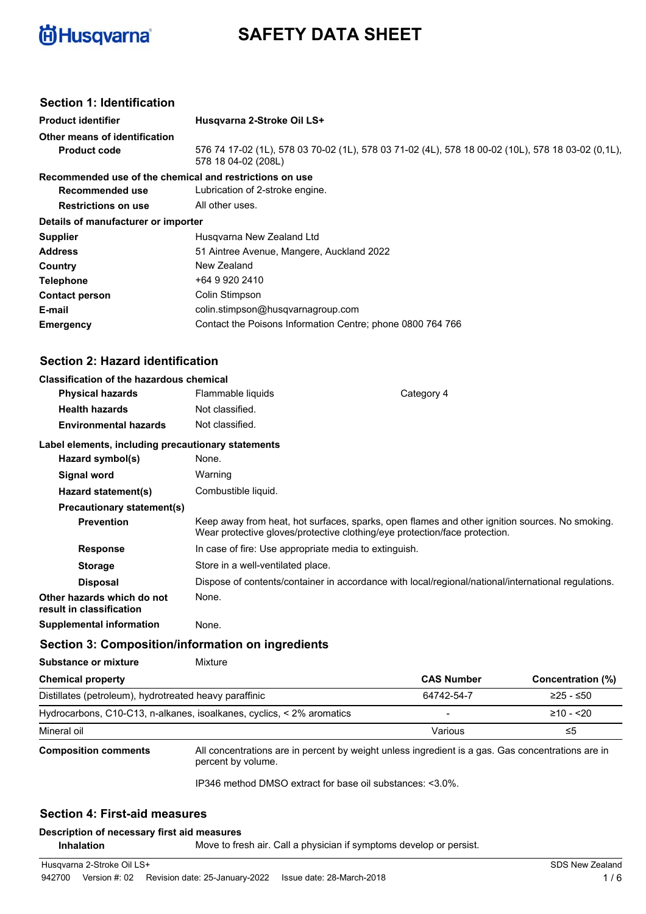# SAFETY DATA SHEET

## Section 1: Identification

| | |
|---|---|
| **Product identifier** | **Husqvarna 2-Stroke Oil LS+** |
| **Other means of identification** | |
| **Product code** | 576 74 17-02 (1L), 578 03 70-02 (1L), 578 03 71-02 (4L), 578 18 00-02 (10L), 578 18 03-02 (0,1L), 578 18 04-02 (208L) |
| **Recommended use of the chemical and restrictions on use** | |
| **Recommended use** | Lubrication of 2-stroke engine. |
| **Restrictions on use** | All other uses. |
| **Details of manufacturer or importer** | |
| **Supplier** | Husqvarna New Zealand Ltd |
| **Address** | 51 Aintree Avenue, Mangere, Auckland 2022 |
| **Country** | New Zealand |
| **Telephone** | +64 9 920 2410 |
| **Contact person** | Colin Stimpson |
| **E-mail** | colin.stimpson@husqvarnagroup.com |
| **Emergency** | Contact the Poisons Information Centre; phone 0800 764 766 |

## Section 2: Hazard identification

**Classification of the hazardous chemical**

| | | |
|---|---|---|
| **Physical hazards** | Flammable liquids | Category 4 |
| **Health hazards** | Not classified. | |
| **Environmental hazards** | Not classified. | |

**Label elements, including precautionary statements**

| | |
|---|---|
| **Hazard symbol(s)** | None. |
| **Signal word** | Warning |
| **Hazard statement(s)** | Combustible liquid. |
| **Precautionary statement(s)** | |
| **Prevention** | Keep away from heat, hot surfaces, sparks, open flames and other ignition sources. No smoking. Wear protective gloves/protective clothing/eye protection/face protection. |
| **Response** | In case of fire: Use appropriate media to extinguish. |
| **Storage** | Store in a well-ventilated place. |
| **Disposal** | Dispose of contents/container in accordance with local/regional/national/international regulations. |
| **Other hazards which do not result in classification** | None. |
| **Supplemental information** | None. |

## Section 3: Composition/information on ingredients

**Substance or mixture** Mixture

| Chemical property | CAS Number | Concentration (%) |
|---|---|---|
| Distillates (petroleum), hydrotreated heavy paraffinic | 64742-54-7 | ≥25 - ≤50 |
| Hydrocarbons, C10-C13, n-alkanes, isoalkanes, cyclics, < 2% aromatics | - | ≥10 - <20 |
| Mineral oil | Various | ≤5 |

**Composition comments** All concentrations are in percent by weight unless ingredient is a gas. Gas concentrations are in percent by volume.

IP346 method DMSO extract for base oil substances: <3.0%.

## Section 4: First-aid measures

**Description of necessary first aid measures**

**Inhalation** Move to fresh air. Call a physician if symptoms develop or persist.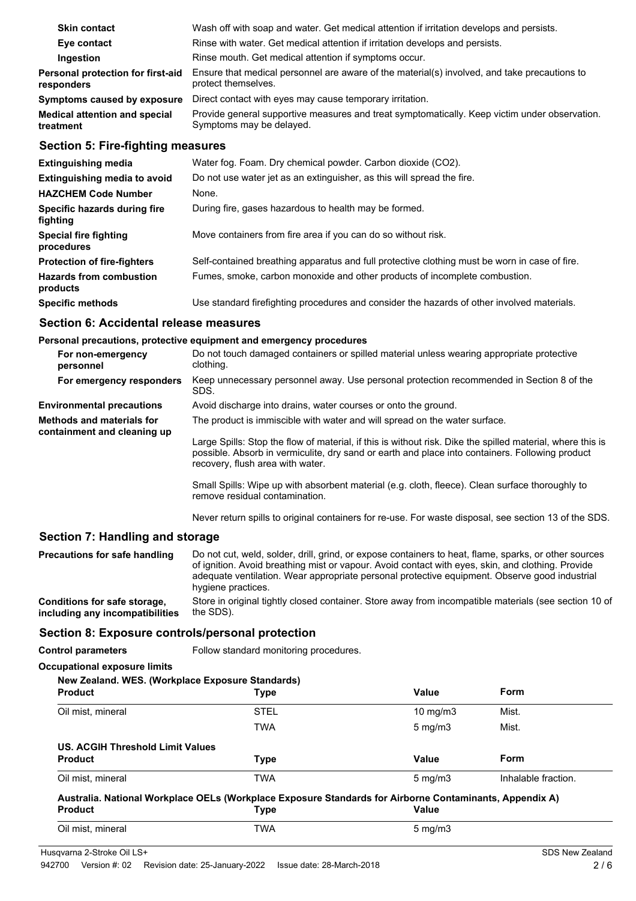| | |
|---|---|
| **Skin contact** | Wash off with soap and water. Get medical attention if irritation develops and persists. |
| **Eye contact** | Rinse with water. Get medical attention if irritation develops and persists. |
| **Ingestion** | Rinse mouth. Get medical attention if symptoms occur. |
| **Personal protection for first-aid responders** | Ensure that medical personnel are aware of the material(s) involved, and take precautions to protect themselves. |
| **Symptoms caused by exposure** | Direct contact with eyes may cause temporary irritation. |
| **Medical attention and special treatment** | Provide general supportive measures and treat symptomatically. Keep victim under observation. Symptoms may be delayed. |

## Section 5: Fire-fighting measures

| | |
|---|---|
| **Extinguishing media** | Water fog. Foam. Dry chemical powder. Carbon dioxide ($CO_2$). |
| **Extinguishing media to avoid** | Do not use water jet as an extinguisher, as this will spread the fire. |
| **HAZCHEM Code Number** | None. |
| **Specific hazards during fire fighting** | During fire, gases hazardous to health may be formed. |
| **Special fire fighting procedures** | Move containers from fire area if you can do so without risk. |
| **Protection of fire-fighters** | Self-contained breathing apparatus and full protective clothing must be worn in case of fire. |
| **Hazards from combustion products** | Fumes, smoke, carbon monoxide and other products of incomplete combustion. |
| **Specific methods** | Use standard firefighting procedures and consider the hazards of other involved materials. |

## Section 6: Accidental release measures

**Personal precautions, protective equipment and emergency procedures**

| | |
|---|---|
| **For non-emergency personnel** | Do not touch damaged containers or spilled material unless wearing appropriate protective clothing. |
| **For emergency responders** | Keep unnecessary personnel away. Use personal protection recommended in Section 8 of the SDS. |
| **Environmental precautions** | Avoid discharge into drains, water courses or onto the ground. |
| **Methods and materials for containment and cleaning up** | The product is immiscible with water and will spread on the water surface.<br><br>Large Spills: Stop the flow of material, if this is without risk. Dike the spilled material, where this is possible. Absorb in vermiculite, dry sand or earth and place into containers. Following product recovery, flush area with water.<br><br>Small Spills: Wipe up with absorbent material (e.g. cloth, fleece). Clean surface thoroughly to remove residual contamination.<br><br>Never return spills to original containers for re-use. For waste disposal, see section 13 of the SDS. |

## Section 7: Handling and storage

| | |
|---|---|
| **Precautions for safe handling** | Do not cut, weld, solder, drill, grind, or expose containers to heat, flame, sparks, or other sources of ignition. Avoid breathing mist or vapour. Avoid contact with eyes, skin, and clothing. Provide adequate ventilation. Wear appropriate personal protective equipment. Observe good industrial hygiene practices. |
| **Conditions for safe storage, including any incompatibilities** | Store in original tightly closed container. Store away from incompatible materials (see section 10 of the SDS). |

## Section 8: Exposure controls/personal protection

**Control parameters** Follow standard monitoring procedures.

**Occupational exposure limits**

**New Zealand. WES. (Workplace Exposure Standards)**

| Product | Type | Value | Form |
|---|---|---|---|
| Oil mist, mineral | STEL | 10 mg/m3 | Mist. |
| | TWA | 5 mg/m3 | Mist. |

**US. ACGIH Threshold Limit Values**

| Product | Type | Value | Form |
|---|---|---|---|
| Oil mist, mineral | TWA | 5 mg/m3 | Inhalable fraction. |

**Australia. National Workplace OELs (Workplace Exposure Standards for Airborne Contaminants, Appendix A)**

| Product | Type | Value |
|---|---|---|
| Oil mist, mineral | TWA | 5 mg/m3 |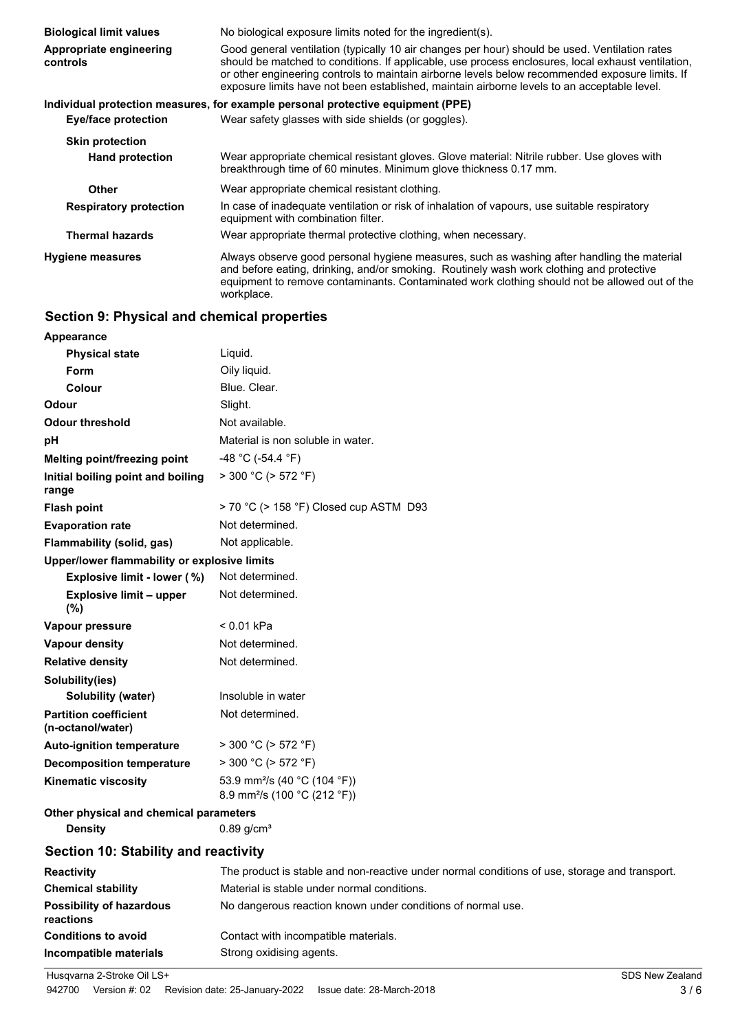| | |
|---|---|
| **Biological limit values** | No biological exposure limits noted for the ingredient(s). |
| **Appropriate engineering controls** | Good general ventilation (typically 10 air changes per hour) should be used. Ventilation rates should be matched to conditions. If applicable, use process enclosures, local exhaust ventilation, or other engineering controls to maintain airborne levels below recommended exposure limits. If exposure limits have not been established, maintain airborne levels to an acceptable level. |

**Individual protection measures, for example personal protective equipment (PPE)**

| | |
|---|---|
| **Eye/face protection** | Wear safety glasses with side shields (or goggles). |
| **Skin protection** | |
| **Hand protection** | Wear appropriate chemical resistant gloves. Glove material: Nitrile rubber. Use gloves with breakthrough time of 60 minutes. Minimum glove thickness 0.17 mm. |
| **Other** | Wear appropriate chemical resistant clothing. |
| **Respiratory protection** | In case of inadequate ventilation or risk of inhalation of vapours, use suitable respiratory equipment with combination filter. |
| **Thermal hazards** | Wear appropriate thermal protective clothing, when necessary. |
| **Hygiene measures** | Always observe good personal hygiene measures, such as washing after handling the material and before eating, drinking, and/or smoking. Routinely wash work clothing and protective equipment to remove contaminants. Contaminated work clothing should not be allowed out of the workplace. |

## Section 9: Physical and chemical properties

| | |
|---|---|
| **Appearance** | |
| **Physical state** | Liquid. |
| **Form** | Oily liquid. |
| **Colour** | Blue. Clear. |
| **Odour** | Slight. |
| **Odour threshold** | Not available. |
| **pH** | Material is non soluble in water. |
| **Melting point/freezing point** | -48 °C (-54.4 °F) |
| **Initial boiling point and boiling range** | > 300 °C (> 572 °F) |
| **Flash point** | > 70 °C (> 158 °F) Closed cup ASTM D93 |
| **Evaporation rate** | Not determined. |
| **Flammability (solid, gas)** | Not applicable. |
| **Upper/lower flammability or explosive limits** | |
| **Explosive limit - lower (%)** | Not determined. |
| **Explosive limit – upper (%)** | Not determined. |
| **Vapour pressure** | < 0.01 kPa |
| **Vapour density** | Not determined. |
| **Relative density** | Not determined. |
| **Solubility(ies)** | |
| **Solubility (water)** | Insoluble in water |
| **Partition coefficient (n-octanol/water)** | Not determined. |
| **Auto-ignition temperature** | > 300 °C (> 572 °F) |
| **Decomposition temperature** | > 300 °C (> 572 °F) |
| **Kinematic viscosity** | 53.9 $mm^2/s$ (40 °C (104 °F))<br>8.9 $mm^2/s$ (100 °C (212 °F)) |
| **Other physical and chemical parameters** | |
| **Density** | 0.89 $g/cm^3$ |

## Section 10: Stability and reactivity

| | |
|---|---|
| **Reactivity** | The product is stable and non-reactive under normal conditions of use, storage and transport. |
| **Chemical stability** | Material is stable under normal conditions. |
| **Possibility of hazardous reactions** | No dangerous reaction known under conditions of normal use. |
| **Conditions to avoid** | Contact with incompatible materials. |
| **Incompatible materials** | Strong oxidising agents. |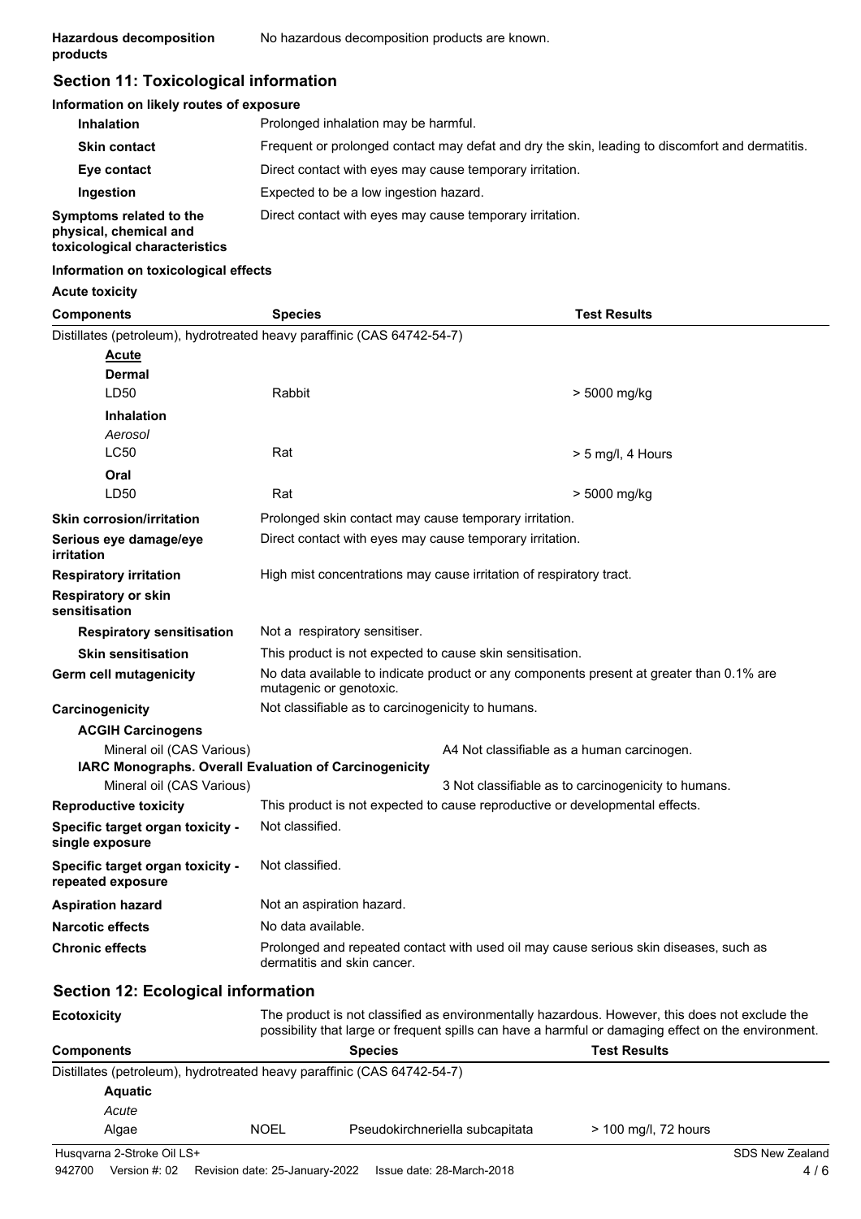**Hazardous decomposition products** No hazardous decomposition products are known.

## Section 11: Toxicological information

**Information on likely routes of exposure**

| | |
|---|---|
| **Inhalation** | Prolonged inhalation may be harmful. |
| **Skin contact** | Frequent or prolonged contact may defat and dry the skin, leading to discomfort and dermatitis. |
| **Eye contact** | Direct contact with eyes may cause temporary irritation. |
| **Ingestion** | Expected to be a low ingestion hazard. |
| **Symptoms related to the physical, chemical and toxicological characteristics** | Direct contact with eyes may cause temporary irritation. |

**Information on toxicological effects**

**Acute toxicity**

| Components | Species | Test Results |
|---|---|---|
| Distillates (petroleum), hydrotreated heavy paraffinic (CAS 64742-54-7) | | |
| **Acute** | | |
| **Dermal** | | |
| LD50 | Rabbit | > 5000 mg/kg |
| **Inhalation** | | |
| *Aerosol* | | |
| LC50 | Rat | > 5 mg/l, 4 Hours |
| **Oral** | | |
| LD50 | Rat | > 5000 mg/kg |

| | |
|---|---|
| **Skin corrosion/irritation** | Prolonged skin contact may cause temporary irritation. |
| **Serious eye damage/eye irritation** | Direct contact with eyes may cause temporary irritation. |
| **Respiratory irritation** | High mist concentrations may cause irritation of respiratory tract. |
| **Respiratory or skin sensitisation** | |
| **Respiratory sensitisation** | Not a respiratory sensitiser. |
| **Skin sensitisation** | This product is not expected to cause skin sensitisation. |
| **Germ cell mutagenicity** | No data available to indicate product or any components present at greater than 0.1% are mutagenic or genotoxic. |
| **Carcinogenicity** | Not classifiable as to carcinogenicity to humans. |

**ACGIH Carcinogens**

| | |
|---|---|
| Mineral oil (CAS Various) | A4 Not classifiable as a human carcinogen. |

**IARC Monographs. Overall Evaluation of Carcinogenicity**

| | |
|---|---|
| Mineral oil (CAS Various) | 3 Not classifiable as to carcinogenicity to humans. |

| | |
|---|---|
| **Reproductive toxicity** | This product is not expected to cause reproductive or developmental effects. |
| **Specific target organ toxicity - single exposure** | Not classified. |
| **Specific target organ toxicity - repeated exposure** | Not classified. |
| **Aspiration hazard** | Not an aspiration hazard. |
| **Narcotic effects** | No data available. |
| **Chronic effects** | Prolonged and repeated contact with used oil may cause serious skin diseases, such as dermatitis and skin cancer. |

## Section 12: Ecological information

**Ecotoxicity** The product is not classified as environmentally hazardous. However, this does not exclude the possibility that large or frequent spills can have a harmful or damaging effect on the environment.

| Components | | Species | Test Results |
|---|---|---|---|
| Distillates (petroleum), hydrotreated heavy paraffinic (CAS 64742-54-7) | | | |
| **Aquatic** | | | |
| *Acute* | | | |
| Algae | NOEL | Pseudokirchneriella subcapitata | > 100 mg/l, 72 hours |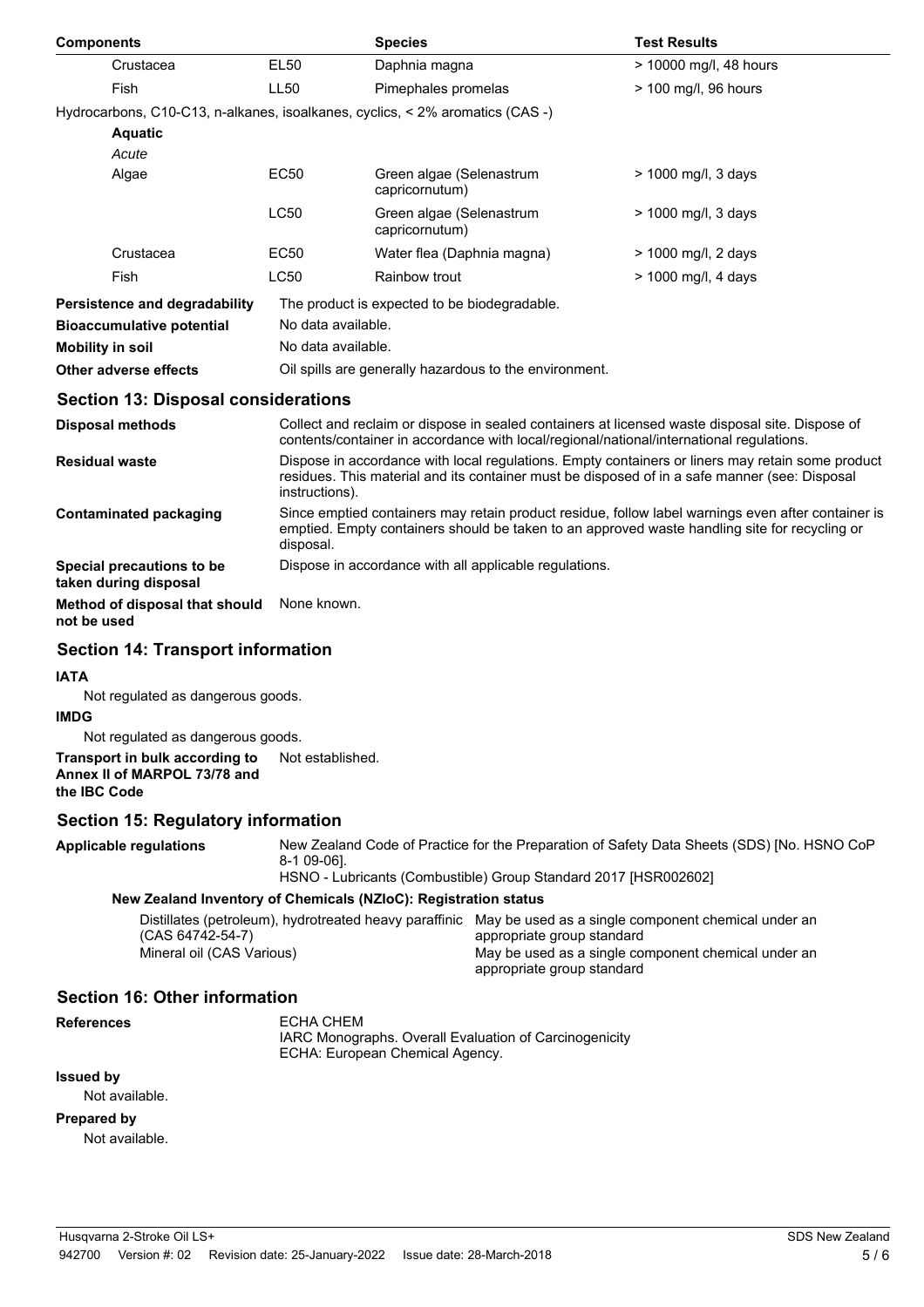| Components | | Species | Test Results |
|---|---|---|---|
| Crustacea | EL50 | Daphnia magna | > 10000 mg/l, 48 hours |
| Fish | LL50 | Pimephales promelas | > 100 mg/l, 96 hours |
| Hydrocarbons, C10-C13, n-alkanes, isoalkanes, cyclics, < 2% aromatics (CAS -) | | | |
| **Aquatic** | | | |
| *Acute* | | | |
| Algae | EC50 | Green algae (Selenastrum capricornutum) | > 1000 mg/l, 3 days |
| | LC50 | Green algae (Selenastrum capricornutum) | > 1000 mg/l, 3 days |
| Crustacea | EC50 | Water flea (Daphnia magna) | > 1000 mg/l, 2 days |
| Fish | LC50 | Rainbow trout | > 1000 mg/l, 4 days |

**Persistence and degradability** The product is expected to be biodegradable.

**Bioaccumulative potential** No data available.

**Mobility in soil** No data available.

**Other adverse effects** Oil spills are generally hazardous to the environment.

## Section 13: Disposal considerations

**Disposal methods** Collect and reclaim or dispose in sealed containers at licensed waste disposal site. Dispose of contents/container in accordance with local/regional/national/international regulations.

**Residual waste** Dispose in accordance with local regulations. Empty containers or liners may retain some product residues. This material and its container must be disposed of in a safe manner (see: Disposal instructions).

**Contaminated packaging** Since emptied containers may retain product residue, follow label warnings even after container is emptied. Empty containers should be taken to an approved waste handling site for recycling or disposal.

**Special precautions to be taken during disposal** Dispose in accordance with all applicable regulations.

**Method of disposal that should not be used** None known.

## Section 14: Transport information

**IATA**

Not regulated as dangerous goods.

**IMDG**

Not regulated as dangerous goods.

**Transport in bulk according to Annex II of MARPOL 73/78 and the IBC Code** Not established.

## Section 15: Regulatory information

**Applicable regulations** New Zealand Code of Practice for the Preparation of Safety Data Sheets (SDS) [No. HSNO CoP 8-1 09-06].
HSNO - Lubricants (Combustible) Group Standard 2017 [HSR002602]

### New Zealand Inventory of Chemicals (NZIoC): Registration status

| | |
|---|---|
| Distillates (petroleum), hydrotreated heavy paraffinic (CAS 64742-54-7) | May be used as a single component chemical under an appropriate group standard |
| Mineral oil (CAS Various) | May be used as a single component chemical under an appropriate group standard |

## Section 16: Other information

**References** ECHA CHEM
IARC Monographs. Overall Evaluation of Carcinogenicity
ECHA: European Chemical Agency.

**Issued by**

Not available.

**Prepared by**

Not available.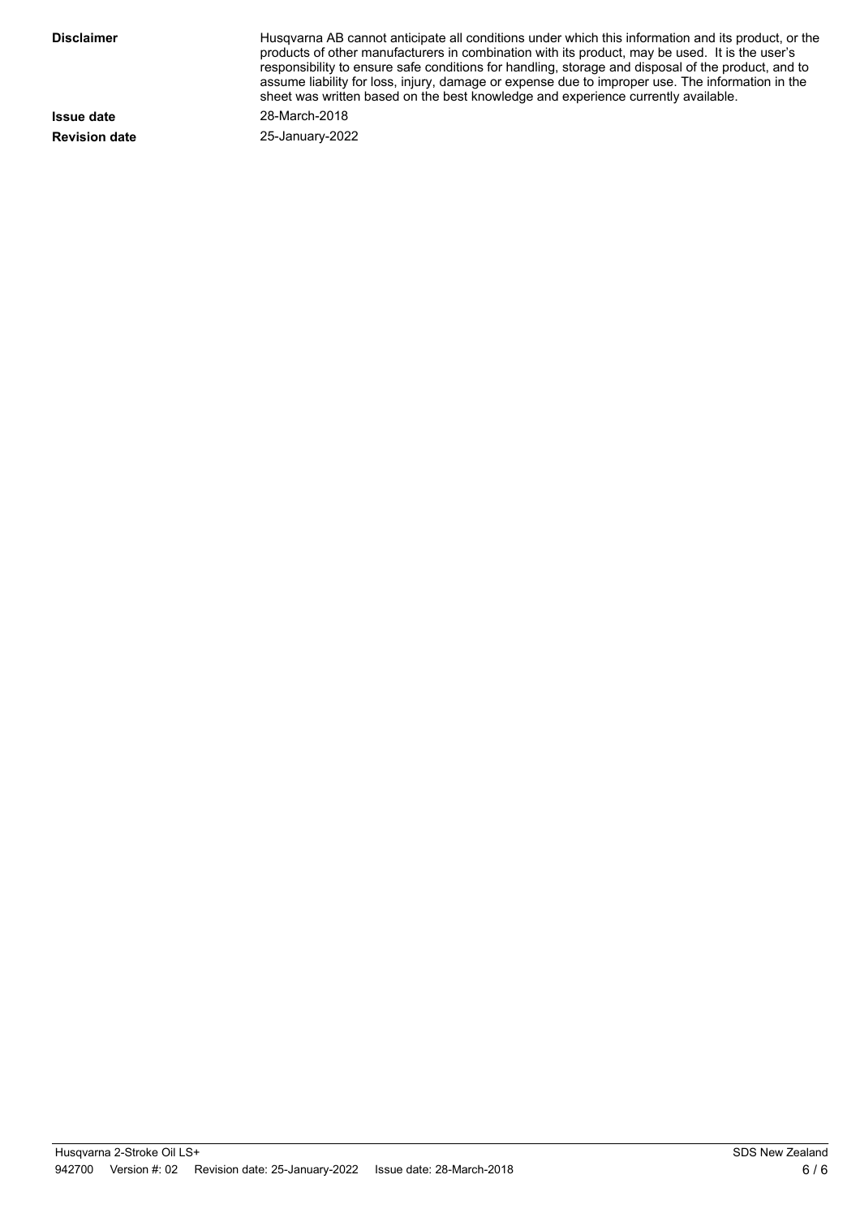| | |
|---|---|
| **Disclaimer** | Husqvarna AB cannot anticipate all conditions under which this information and its product, or the products of other manufacturers in combination with its product, may be used. It is the user's responsibility to ensure safe conditions for handling, storage and disposal of the product, and to assume liability for loss, injury, damage or expense due to improper use. The information in the sheet was written based on the best knowledge and experience currently available. |
| **Issue date** | 28-March-2018 |
| **Revision date** | 25-January-2022 |